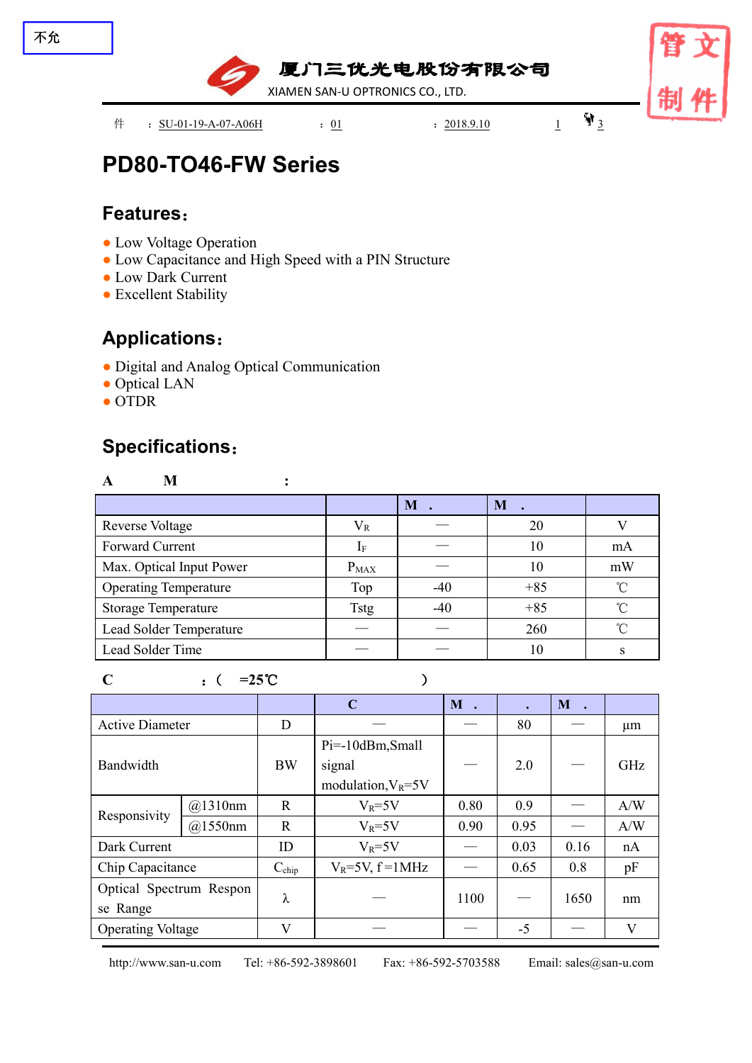不允

厦门三优光电股份有限公司
XIAMEN SAN-U OPTRONICS CO., LTD.

管文
制件

件 ： SU-01-19-A-07-A06H ： 01 ： 2018.9.10 1 3

# PD80-TO46-FW Series

## Features：

- Low Voltage Operation
- Low Capacitance and High Speed with a PIN Structure
- Low Dark Current
- Excellent Stability

## Applications：

- Digital and Analog Optical Communication
- Optical LAN
- OTDR

## Specifications：

**A M :**

| | | M . | M . | |
|---|---|---|---|---|
| Reverse Voltage | $V_R$ | — | 20 | V |
| Forward Current | $I_F$ | — | 10 | mA |
| Max. Optical Input Power | $P_{MAX}$ | — | 10 | mW |
| Operating Temperature | Top | -40 | +85 | ℃ |
| Storage Temperature | Tstg | -40 | +85 | ℃ |
| Lead Solder Temperature | — | — | 260 | ℃ |
| Lead Solder Time | — | — | 10 | s |

**C :（ =25℃ ）**

| | | | C | M . | . | M . | |
|---|---|---|---|---|---|---|---|
| Active Diameter | | D | — | — | 80 | — | μm |
| Bandwidth | | BW | Pi=-10dBm,Small signal modulation,$V_R$=5V | — | 2.0 | — | GHz |
| Responsivity | @1310nm | R | $V_R$=5V | 0.80 | 0.9 | — | A/W |
| | @1550nm | R | $V_R$=5V | 0.90 | 0.95 | — | A/W |
| Dark Current | | ID | $V_R$=5V | — | 0.03 | 0.16 | nA |
| Chip Capacitance | | $C_{chip}$ | $V_R$=5V, f =1MHz | — | 0.65 | 0.8 | pF |
| Optical Spectrum Response Range | | λ | — | 1100 | — | 1650 | nm |
| Operating Voltage | | V | — | — | -5 | — | V |

http://www.san-u.com Tel: +86-592-3898601 Fax: +86-592-5703588 Email: sales@san-u.com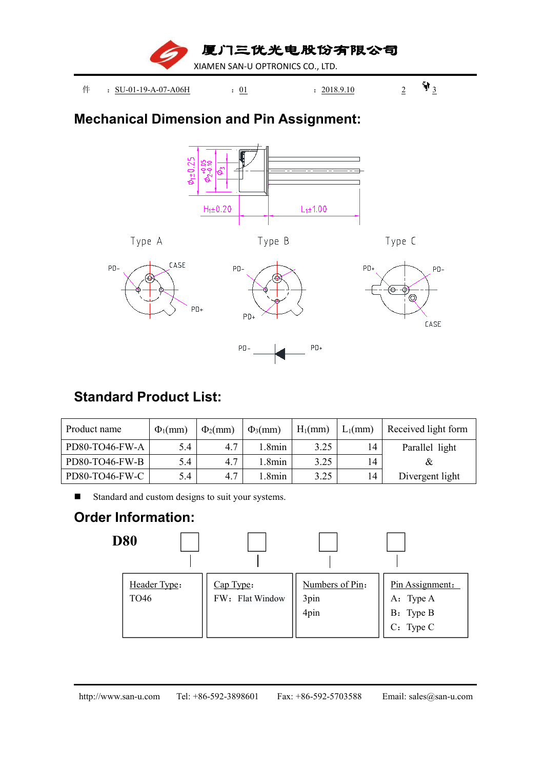## Mechanical Dimension and Pin Assignment:

Type A

Type B

Type C

## Standard Product List:

| Product name | $\Phi_1$(mm) | $\Phi_2$(mm) | $\Phi_3$(mm) | $H_1$(mm) | $L_1$(mm) | Received light form |
|---|---|---|---|---|---|---|
| PD80-TO46-FW-A | 5.4 | 4.7 | 1.8min | 3.25 | 14 | Parallel light & Divergent light |
| PD80-TO46-FW-B | 5.4 | 4.7 | 1.8min | 3.25 | 14 | |
| PD80-TO46-FW-C | 5.4 | 4.7 | 1.8min | 3.25 | 14 | |

- Standard and custom designs to suit your systems.

## Order Information:

**D80** □ □ □ □

| Header Type: | Cap Type: | Numbers of Pin: | Pin Assignment: |
|---|---|---|---|
| TO46 | FW: Flat Window | 3pin<br>4pin | A: Type A<br>B: Type B<br>C: Type C |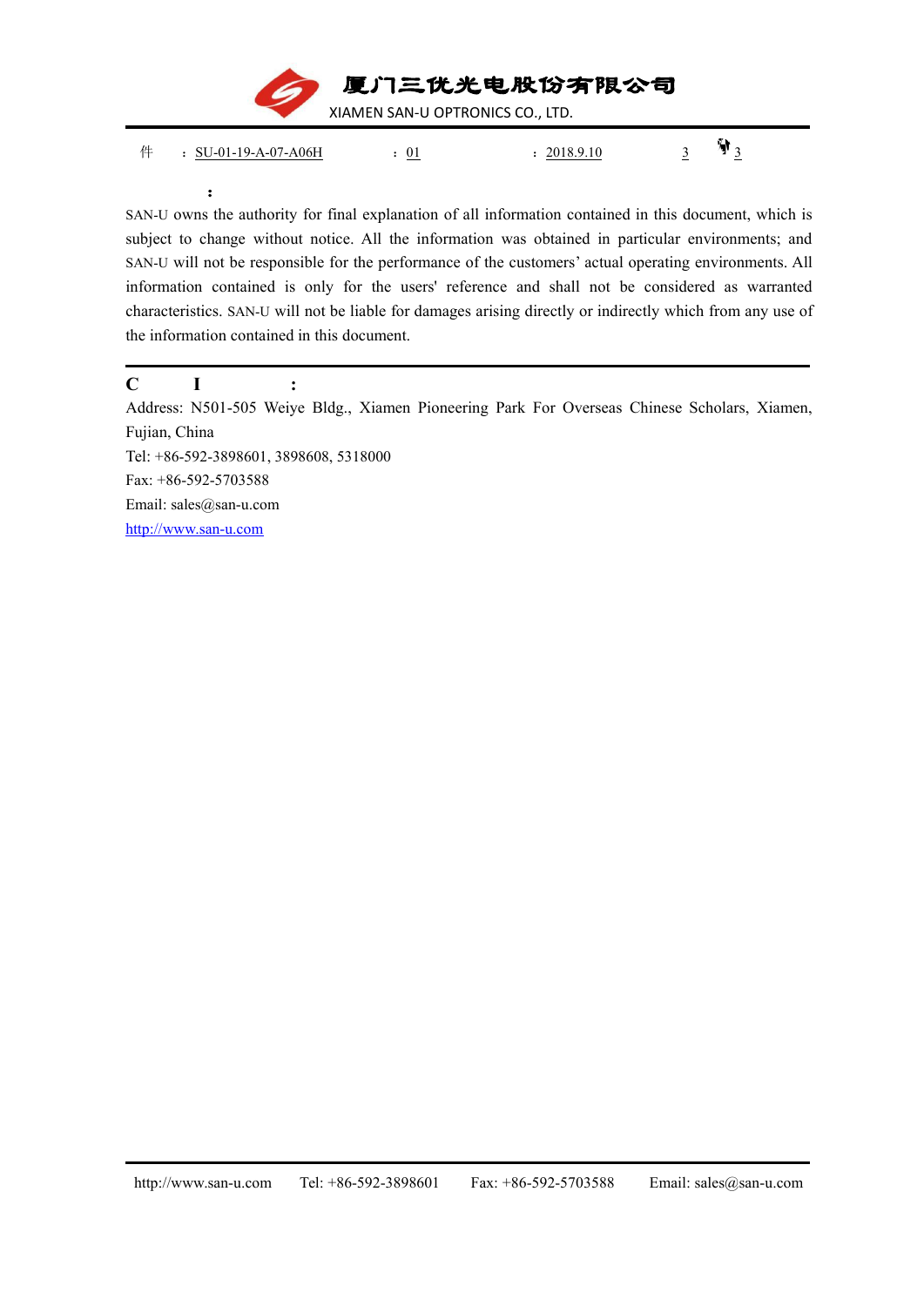件 ： SU-01-19-A-07-A06H ：01 ：2018.9.10 3 3

**：**

SAN-U owns the authority for final explanation of all information contained in this document, which is subject to change without notice. All the information was obtained in particular environments; and SAN-U will not be responsible for the performance of the customers' actual operating environments. All information contained is only for the users' reference and shall not be considered as warranted characteristics. SAN-U will not be liable for damages arising directly or indirectly which from any use of the information contained in this document.

**C I ：**

Address: N501-505 Weiye Bldg., Xiamen Pioneering Park For Overseas Chinese Scholars, Xiamen, Fujian, China

Tel: +86-592-3898601, 3898608, 5318000

Fax: +86-592-5703588

Email: sales@san-u.com

http://www.san-u.com